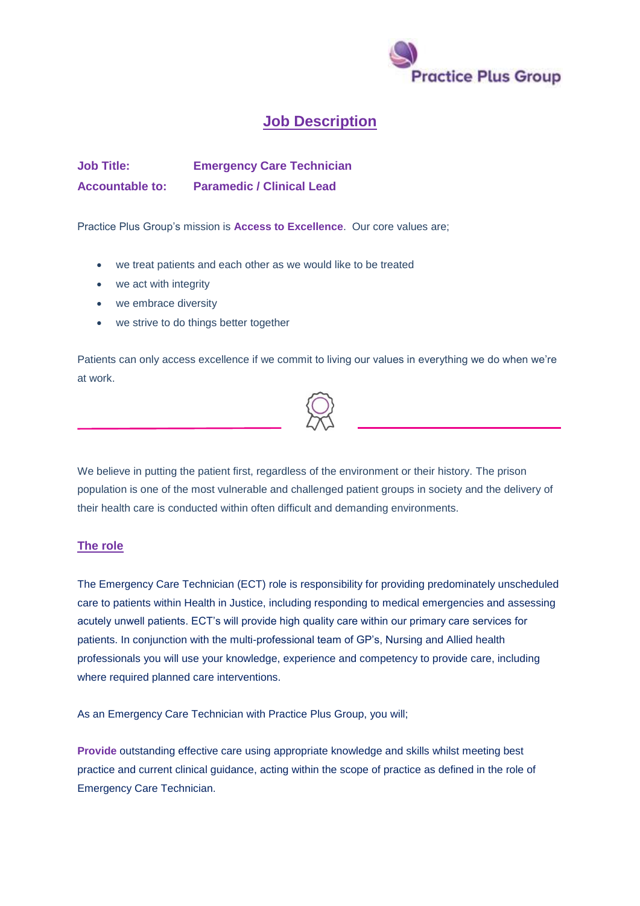# Job Description

**Job Title:** **Emergency Care Technician**

**Accountable to:** **Paramedic / Clinical Lead**

Practice Plus Group's mission is **Access to Excellence**. Our core values are;

- we treat patients and each other as we would like to be treated
- we act with integrity
- we embrace diversity
- we strive to do things better together

Patients can only access excellence if we commit to living our values in everything we do when we're at work.

We believe in putting the patient first, regardless of the environment or their history. The prison population is one of the most vulnerable and challenged patient groups in society and the delivery of their health care is conducted within often difficult and demanding environments.

## The role

The Emergency Care Technician (ECT) role is responsibility for providing predominately unscheduled care to patients within Health in Justice, including responding to medical emergencies and assessing acutely unwell patients. ECT's will provide high quality care within our primary care services for patients. In conjunction with the multi-professional team of GP's, Nursing and Allied health professionals you will use your knowledge, experience and competency to provide care, including where required planned care interventions.

As an Emergency Care Technician with Practice Plus Group, you will;

**Provide** outstanding effective care using appropriate knowledge and skills whilst meeting best practice and current clinical guidance, acting within the scope of practice as defined in the role of Emergency Care Technician.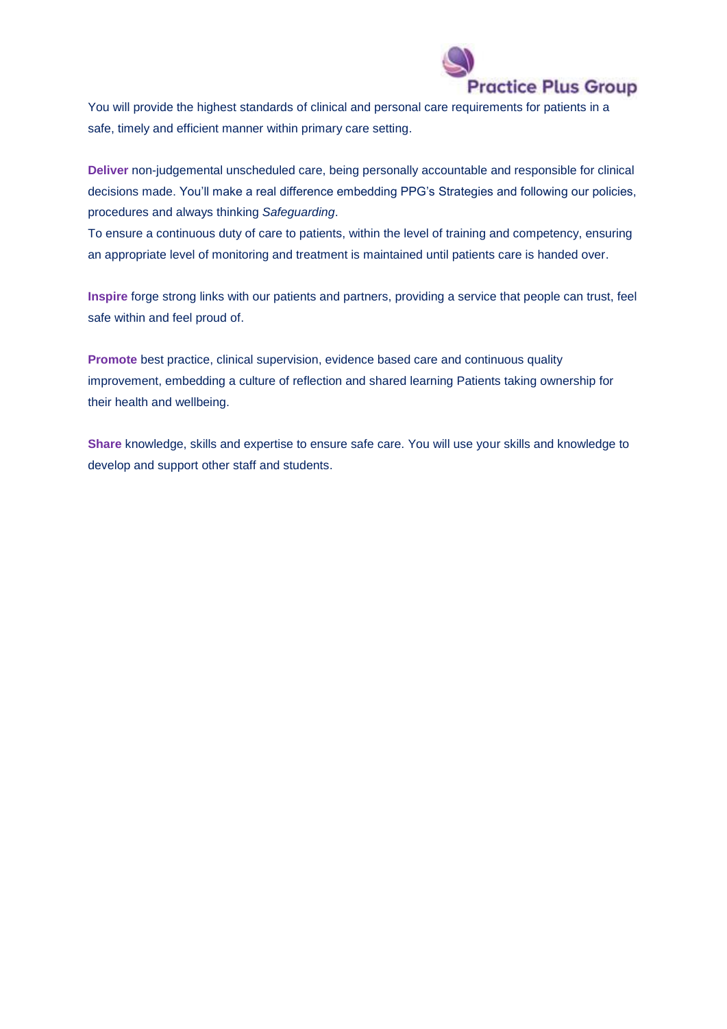You will provide the highest standards of clinical and personal care requirements for patients in a safe, timely and efficient manner within primary care setting.

**Deliver** non-judgemental unscheduled care, being personally accountable and responsible for clinical decisions made. You'll make a real difference embedding PPG's Strategies and following our policies, procedures and always thinking *Safeguarding*.
To ensure a continuous duty of care to patients, within the level of training and competency, ensuring an appropriate level of monitoring and treatment is maintained until patients care is handed over.

**Inspire** forge strong links with our patients and partners, providing a service that people can trust, feel safe within and feel proud of.

**Promote** best practice, clinical supervision, evidence based care and continuous quality improvement, embedding a culture of reflection and shared learning Patients taking ownership for their health and wellbeing.

**Share** knowledge, skills and expertise to ensure safe care. You will use your skills and knowledge to develop and support other staff and students.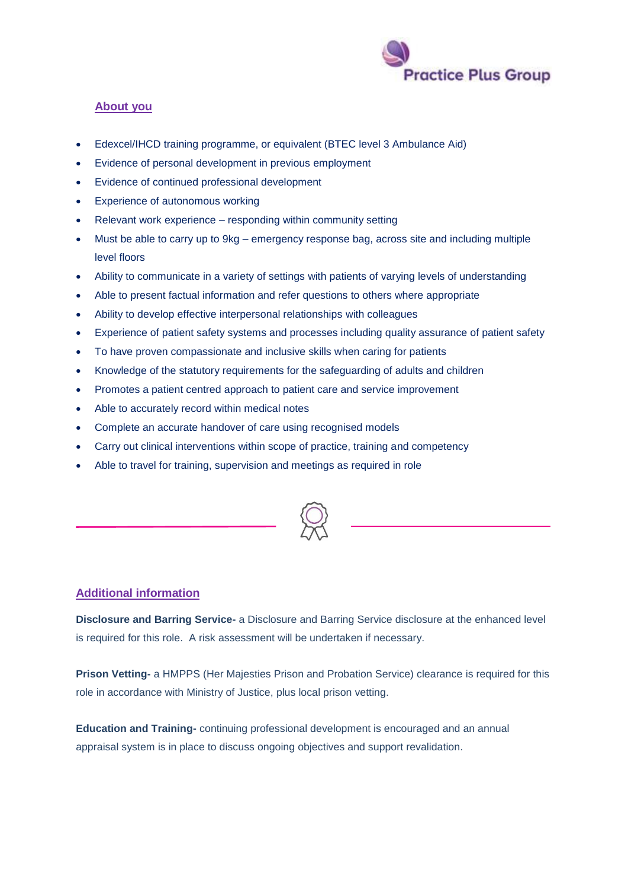## About you

- Edexcel/IHCD training programme, or equivalent (BTEC level 3 Ambulance Aid)
- Evidence of personal development in previous employment
- Evidence of continued professional development
- Experience of autonomous working
- Relevant work experience – responding within community setting
- Must be able to carry up to 9kg – emergency response bag, across site and including multiple level floors
- Ability to communicate in a variety of settings with patients of varying levels of understanding
- Able to present factual information and refer questions to others where appropriate
- Ability to develop effective interpersonal relationships with colleagues
- Experience of patient safety systems and processes including quality assurance of patient safety
- To have proven compassionate and inclusive skills when caring for patients
- Knowledge of the statutory requirements for the safeguarding of adults and children
- Promotes a patient centred approach to patient care and service improvement
- Able to accurately record within medical notes
- Complete an accurate handover of care using recognised models
- Carry out clinical interventions within scope of practice, training and competency
- Able to travel for training, supervision and meetings as required in role

## Additional information

**Disclosure and Barring Service-** a Disclosure and Barring Service disclosure at the enhanced level is required for this role. A risk assessment will be undertaken if necessary.

**Prison Vetting-** a HMPPS (Her Majesties Prison and Probation Service) clearance is required for this role in accordance with Ministry of Justice, plus local prison vetting.

**Education and Training-** continuing professional development is encouraged and an annual appraisal system is in place to discuss ongoing objectives and support revalidation.